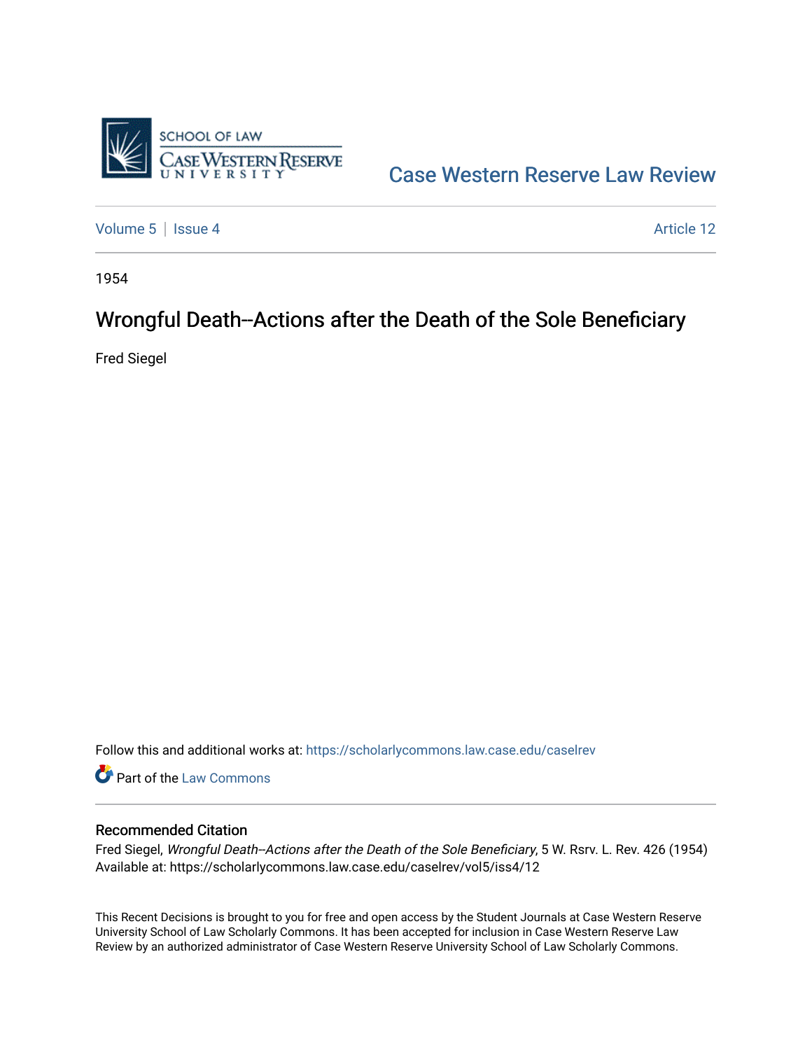Case Western Reserve Law Review

Volume 5 | Issue 4 Article 12

1954

# Wrongful Death--Actions after the Death of the Sole Beneficiary

Fred Siegel

Follow this and additional works at: https://scholarlycommons.law.case.edu/caselrev

Part of the Law Commons

## Recommended Citation

Fred Siegel, *Wrongful Death--Actions after the Death of the Sole Beneficiary*, 5 W. Rsrv. L. Rev. 426 (1954)
Available at: https://scholarlycommons.law.case.edu/caselrev/vol5/iss4/12

This Recent Decisions is brought to you for free and open access by the Student Journals at Case Western Reserve University School of Law Scholarly Commons. It has been accepted for inclusion in Case Western Reserve Law Review by an authorized administrator of Case Western Reserve University School of Law Scholarly Commons.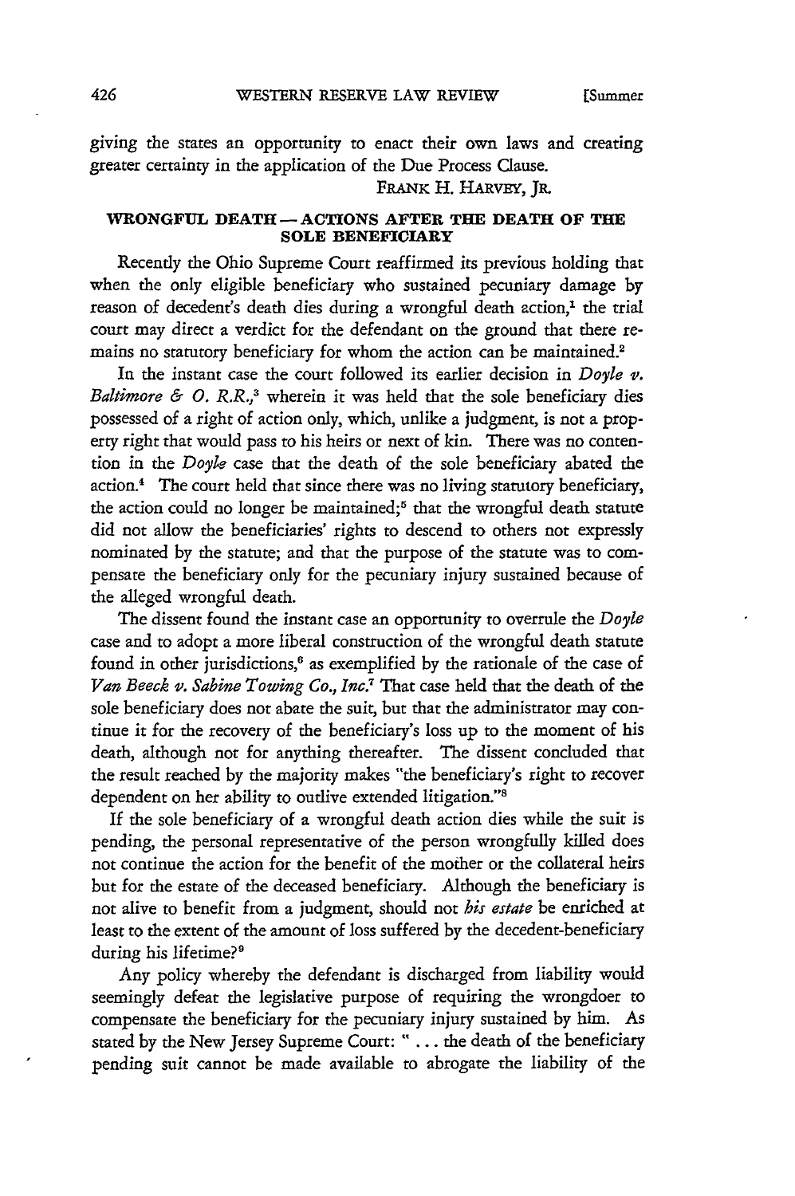giving the states an opportunity to enact their own laws and creating greater certainty in the application of the Due Process Clause.

FRANK H. HARVEY, JR.

## WRONGFUL DEATH — ACTIONS AFTER THE DEATH OF THE SOLE BENEFICIARY

Recently the Ohio Supreme Court reaffirmed its previous holding that when the only eligible beneficiary who sustained pecuniary damage by reason of decedent's death dies during a wrongful death action,[1] the trial court may direct a verdict for the defendant on the ground that there remains no statutory beneficiary for whom the action can be maintained.[2]

In the instant case the court followed its earlier decision in *Doyle v. Baltimore & O. R.R.*,[3] wherein it was held that the sole beneficiary dies possessed of a right of action only, which, unlike a judgment, is not a property right that would pass to his heirs or next of kin. There was no contention in the *Doyle* case that the death of the sole beneficiary abated the action.[4] The court held that since there was no living statutory beneficiary, the action could no longer be maintained;[5] that the wrongful death statute did not allow the beneficiaries' rights to descend to others not expressly nominated by the statute; and that the purpose of the statute was to compensate the beneficiary only for the pecuniary injury sustained because of the alleged wrongful death.

The dissent found the instant case an opportunity to overrule the *Doyle* case and to adopt a more liberal construction of the wrongful death statute found in other jurisdictions,[6] as exemplified by the rationale of the case of *Van Beeck v. Sabine Towing Co., Inc.*[7] That case held that the death of the sole beneficiary does not abate the suit, but that the administrator may continue it for the recovery of the beneficiary's loss up to the moment of his death, although not for anything thereafter. The dissent concluded that the result reached by the majority makes "the beneficiary's right to recover dependent on her ability to outlive extended litigation."[8]

If the sole beneficiary of a wrongful death action dies while the suit is pending, the personal representative of the person wrongfully killed does not continue the action for the benefit of the mother or the collateral heirs but for the estate of the deceased beneficiary. Although the beneficiary is not alive to benefit from a judgment, should not *his estate* be enriched at least to the extent of the amount of loss suffered by the decedent-beneficiary during his lifetime?[9]

Any policy whereby the defendant is discharged from liability would seemingly defeat the legislative purpose of requiring the wrongdoer to compensate the beneficiary for the pecuniary injury sustained by him. As stated by the New Jersey Supreme Court: " . . . the death of the beneficiary pending suit cannot be made available to abrogate the liability of the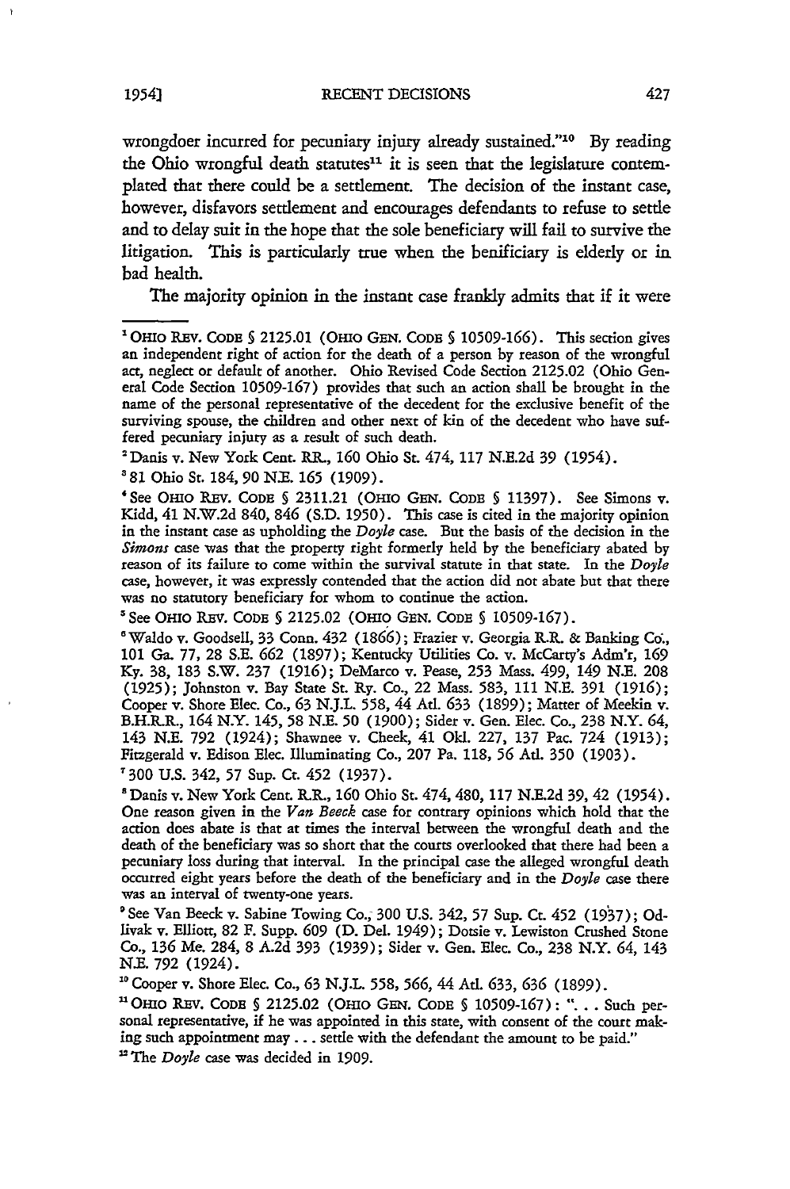wrongdoer incurred for pecuniary injury already sustained."[10] By reading the Ohio wrongful death statutes[11] it is seen that the legislature contemplated that there could be a settlement. The decision of the instant case, however, disfavors settlement and encourages defendants to refuse to settle and to delay suit in the hope that the sole beneficiary will fail to survive the litigation. This is particularly true when the benificiary is elderly or in bad health.

The majority opinion in the instant case frankly admits that if it were

---

[1] OHIO REV. CODE § 2125.01 (OHIO GEN. CODE § 10509-166). This section gives an independent right of action for the death of a person by reason of the wrongful act, neglect or default of another. Ohio Revised Code Section 2125.02 (Ohio General Code Section 10509-167) provides that such an action shall be brought in the name of the personal representative of the decedent for the exclusive benefit of the surviving spouse, the children and other next of kin of the decedent who have suffered pecuniary injury as a result of such death.

[2] Danis v. New York Cent. R.R., 160 Ohio St. 474, 117 N.E.2d 39 (1954).

[3] 81 Ohio St. 184, 90 N.E. 165 (1909).

[4] See OHIO REV. CODE § 2311.21 (OHIO GEN. CODE § 11397). See Simons v. Kidd, 41 N.W.2d 840, 846 (S.D. 1950). This case is cited in the majority opinion in the instant case as upholding the *Doyle* case. But the basis of the decision in the *Simons* case was that the property right formerly held by the beneficiary abated by reason of its failure to come within the survival statute in that state. In the *Doyle* case, however, it was expressly contended that the action did not abate but that there was no statutory beneficiary for whom to continue the action.

[5] See OHIO REV. CODE § 2125.02 (OHIO GEN. CODE § 10509-167).

[6] Waldo v. Goodsell, 33 Conn. 432 (1866); Frazier v. Georgia R.R. & Banking Co., 101 Ga. 77, 28 S.E. 662 (1897); Kentucky Utilities Co. v. McCarty's Adm'r, 169 Ky. 38, 183 S.W. 237 (1916); DeMarco v. Pease, 253 Mass. 499, 149 N.E. 208 (1925); Johnston v. Bay State St. Ry. Co., 22 Mass. 583, 111 N.E. 391 (1916); Cooper v. Shore Elec. Co., 63 N.J.L. 558, 44 Atl. 633 (1899); Matter of Meekin v. B.H.R.R., 164 N.Y. 145, 58 N.E. 50 (1900); Sider v. Gen. Elec. Co., 238 N.Y. 64, 143 N.E. 792 (1924); Shawnee v. Cheek, 41 Okl. 227, 137 Pac. 724 (1913); Fitzgerald v. Edison Elec. Illuminating Co., 207 Pa. 118, 56 Atl. 350 (1903).

[7] 300 U.S. 342, 57 Sup. Ct. 452 (1937).

[8] Danis v. New York Cent. R.R., 160 Ohio St. 474, 480, 117 N.E.2d 39, 42 (1954). One reason given in the *Van Beeck* case for contrary opinions which hold that the action does abate is that at times the interval between the wrongful death and the death of the beneficiary was so short that the courts overlooked that there had been a pecuniary loss during that interval. In the principal case the alleged wrongful death occurred eight years before the death of the beneficiary and in the *Doyle* case there was an interval of twenty-one years.

[9] See Van Beeck v. Sabine Towing Co., 300 U.S. 342, 57 Sup. Ct. 452 (1937); Odlivak v. Elliott, 82 F. Supp. 609 (D. Del. 1949); Dotsie v. Lewiston Crushed Stone Co., 136 Me. 284, 8 A.2d 393 (1939); Sider v. Gen. Elec. Co., 238 N.Y. 64, 143 N.E. 792 (1924).

[10] Cooper v. Shore Elec. Co., 63 N.J.L. 558, 566, 44 Atl. 633, 636 (1899).

[11] OHIO REV. CODE § 2125.02 (OHIO GEN. CODE § 10509-167): ". . . Such personal representative, if he was appointed in this state, with consent of the court making such appointment may . . . settle with the defendant the amount to be paid."

[12] The *Doyle* case was decided in 1909.